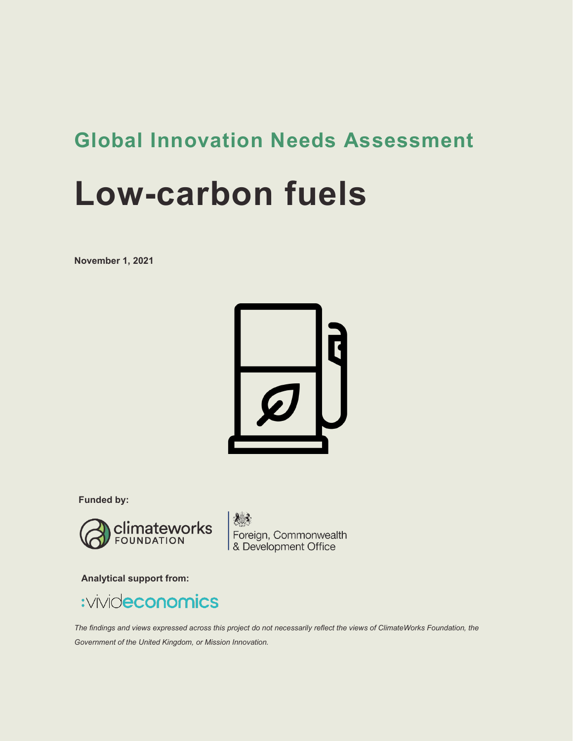## Global Innovation Needs Assessment

# Low-carbon fuels

**November 1, 2021**

**Funded by:**

climateworks FOUNDATION

Foreign, Commonwealth & Development Office

**Analytical support from:**

:vivideconomics

*The findings and views expressed across this project do not necessarily reflect the views of ClimateWorks Foundation, the Government of the United Kingdom, or Mission Innovation.*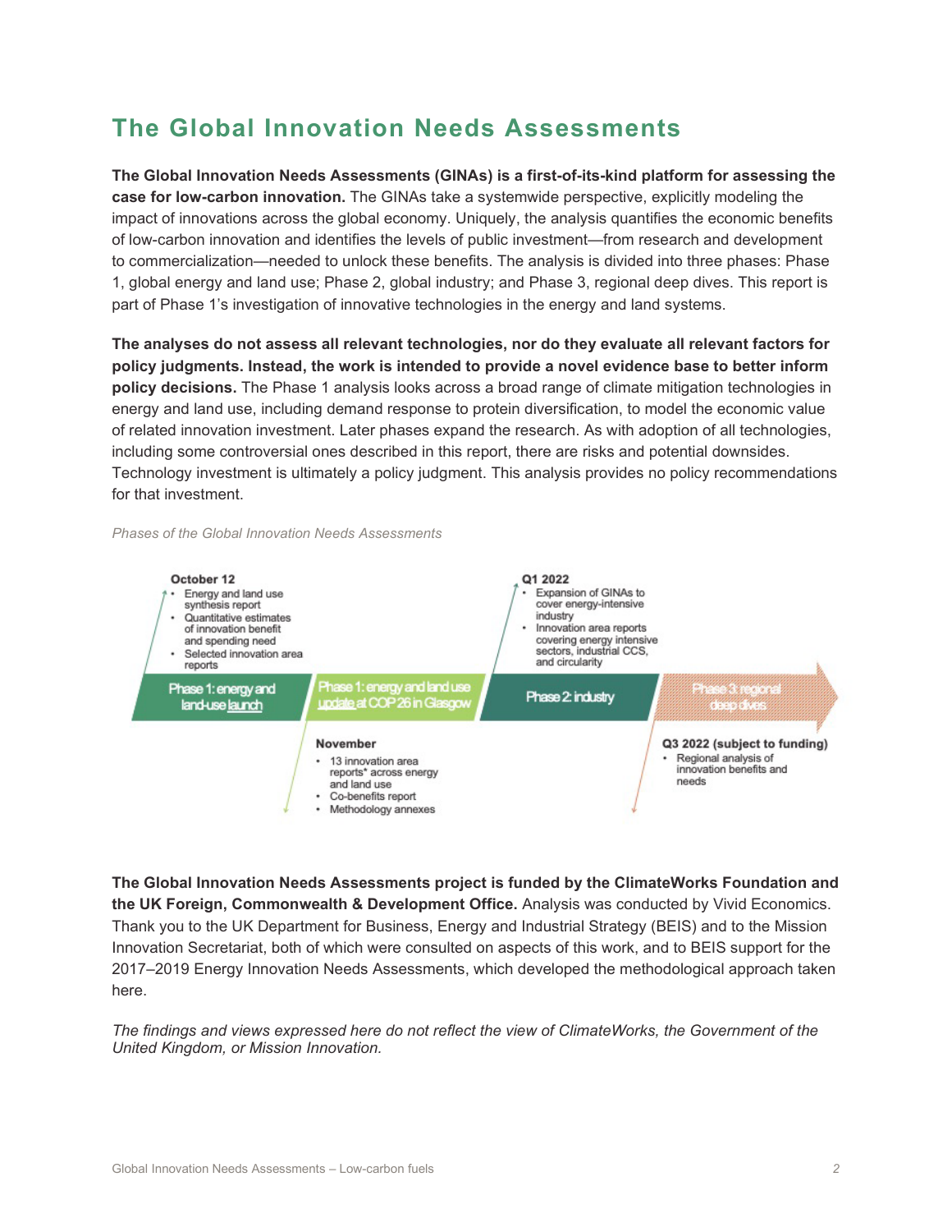# The Global Innovation Needs Assessments

**The Global Innovation Needs Assessments (GINAs) is a first-of-its-kind platform for assessing the case for low-carbon innovation.** The GINAs take a systemwide perspective, explicitly modeling the impact of innovations across the global economy. Uniquely, the analysis quantifies the economic benefits of low-carbon innovation and identifies the levels of public investment—from research and development to commercialization—needed to unlock these benefits. The analysis is divided into three phases: Phase 1, global energy and land use; Phase 2, global industry; and Phase 3, regional deep dives. This report is part of Phase 1's investigation of innovative technologies in the energy and land systems.

**The analyses do not assess all relevant technologies, nor do they evaluate all relevant factors for policy judgments. Instead, the work is intended to provide a novel evidence base to better inform policy decisions.** The Phase 1 analysis looks across a broad range of climate mitigation technologies in energy and land use, including demand response to protein diversification, to model the economic value of related innovation investment. Later phases expand the research. As with adoption of all technologies, including some controversial ones described in this report, there are risks and potential downsides. Technology investment is ultimately a policy judgment. This analysis provides no policy recommendations for that investment.

*Phases of the Global Innovation Needs Assessments*

**October 12**
- Energy and land use synthesis report
- Quantitative estimates of innovation benefit and spending need
- Selected innovation area reports

**Phase 1: energy and land-use launch**

**Phase 1: energy and land use update at COP 26 in Glasgow**

**November**
- 13 innovation area reports* across energy and land use
- Co-benefits report
- Methodology annexes

**Q1 2022**
- Expansion of GINAs to cover energy-intensive industry
- Innovation area reports covering energy intensive sectors, industrial CCS, and circularity

**Phase 2: industry**

**Phase 3: regional deep dives**

**Q3 2022 (subject to funding)**
- Regional analysis of innovation benefits and needs

**The Global Innovation Needs Assessments project is funded by the ClimateWorks Foundation and the UK Foreign, Commonwealth & Development Office.** Analysis was conducted by Vivid Economics. Thank you to the UK Department for Business, Energy and Industrial Strategy (BEIS) and to the Mission Innovation Secretariat, both of which were consulted on aspects of this work, and to BEIS support for the 2017–2019 Energy Innovation Needs Assessments, which developed the methodological approach taken here.

*The findings and views expressed here do not reflect the view of ClimateWorks, the Government of the United Kingdom, or Mission Innovation.*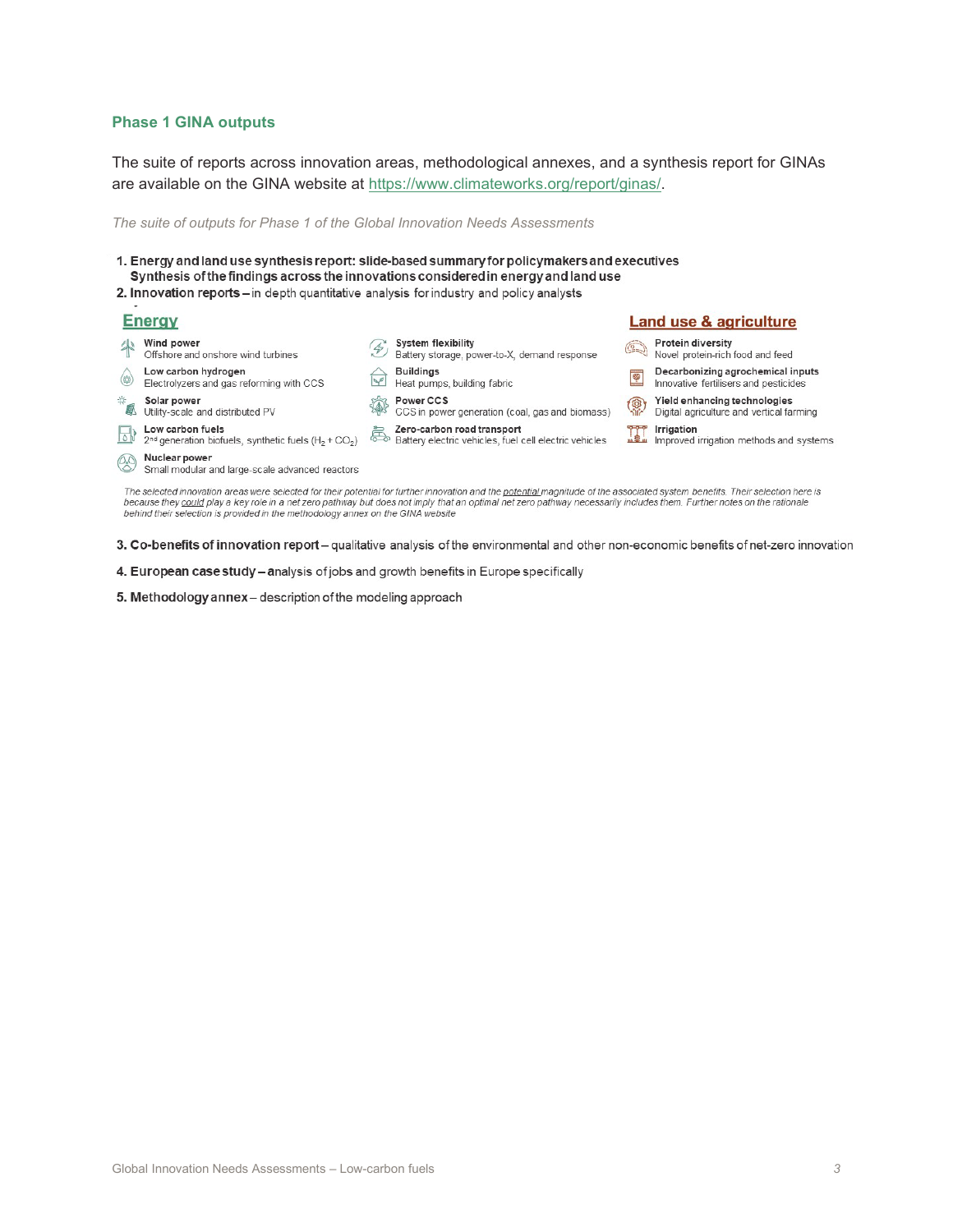### Phase 1 GINA outputs

The suite of reports across innovation areas, methodological annexes, and a synthesis report for GINAs are available on the GINA website at https://www.climateworks.org/report/ginas/.

*The suite of outputs for Phase 1 of the Global Innovation Needs Assessments*

1. **Energy and land use synthesis report: slide-based summary for policymakers and executives**
   **Synthesis of the findings across the innovations considered in energy and land use**
2. **Innovation reports** – in depth quantitative analysis for industry and policy analysts

**Energy**

- **Wind power** – Offshore and onshore wind turbines
- **Low carbon hydrogen** – Electrolyzers and gas reforming with CCS
- **Solar power** – Utility-scale and distributed PV
- **Low carbon fuels** – 2nd generation biofuels, synthetic fuels ($H_2 + CO_2$)
- **Nuclear power** – Small modular and large-scale advanced reactors
- **System flexibility** – Battery storage, power-to-X, demand response
- **Buildings** – Heat pumps, building fabric
- **Power CCS** – CCS in power generation (coal, gas and biomass)
- **Zero-carbon road transport** – Battery electric vehicles, fuel cell electric vehicles

**Land use & agriculture**

- **Protein diversity** – Novel protein-rich food and feed
- **Decarbonizing agrochemical inputs** – Innovative fertilisers and pesticides
- **Yield enhancing technologies** – Digital agriculture and vertical farming
- **Irrigation** – Improved irrigation methods and systems

*The selected innovation areas were selected for their potential for further innovation and the potential magnitude of the associated system benefits. Their selection here is because they could play a key role in a net zero pathway but does not imply that an optimal net zero pathway necessarily includes them. Further notes on the rationale behind their selection is provided in the methodology annex on the GINA website*

3. **Co-benefits of innovation report** – qualitative analysis of the environmental and other non-economic benefits of net-zero innovation
4. **European case study** – analysis of jobs and growth benefits in Europe specifically
5. **Methodology annex** – description of the modeling approach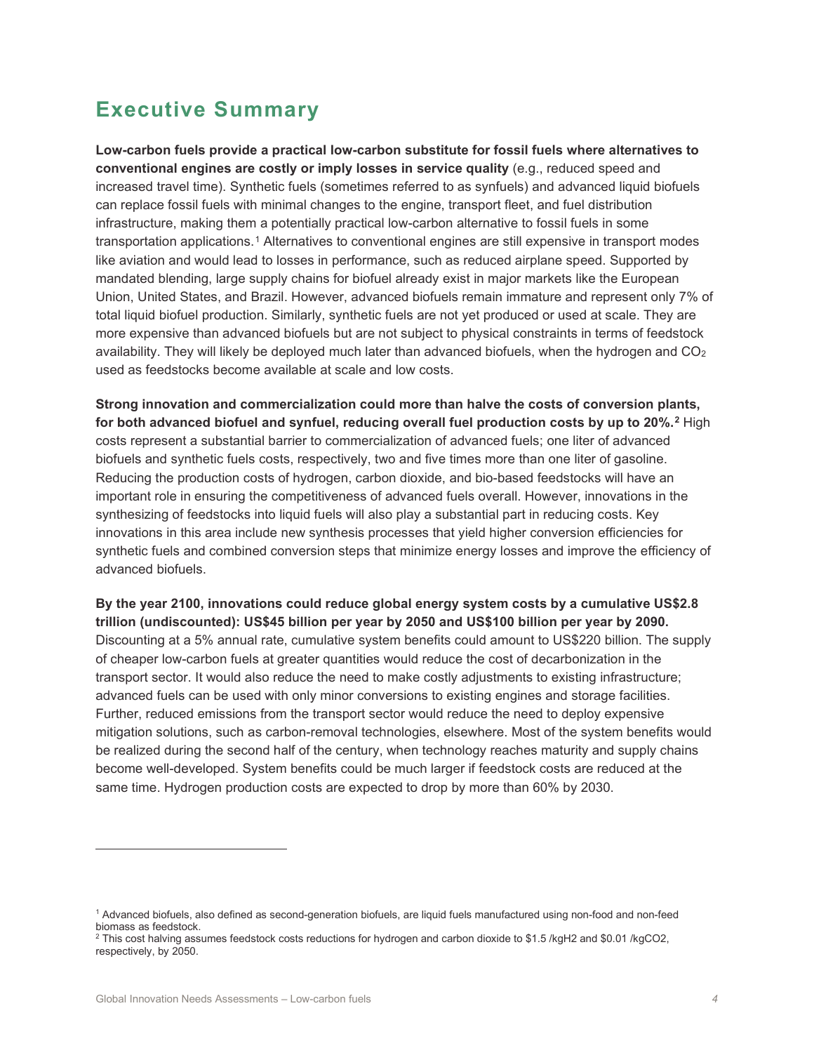## Executive Summary

**Low-carbon fuels provide a practical low-carbon substitute for fossil fuels where alternatives to conventional engines are costly or imply losses in service quality** (e.g., reduced speed and increased travel time). Synthetic fuels (sometimes referred to as synfuels) and advanced liquid biofuels can replace fossil fuels with minimal changes to the engine, transport fleet, and fuel distribution infrastructure, making them a potentially practical low-carbon alternative to fossil fuels in some transportation applications.[1] Alternatives to conventional engines are still expensive in transport modes like aviation and would lead to losses in performance, such as reduced airplane speed. Supported by mandated blending, large supply chains for biofuel already exist in major markets like the European Union, United States, and Brazil. However, advanced biofuels remain immature and represent only 7% of total liquid biofuel production. Similarly, synthetic fuels are not yet produced or used at scale. They are more expensive than advanced biofuels but are not subject to physical constraints in terms of feedstock availability. They will likely be deployed much later than advanced biofuels, when the hydrogen and $CO_2$ used as feedstocks become available at scale and low costs.

**Strong innovation and commercialization could more than halve the costs of conversion plants, for both advanced biofuel and synfuel, reducing overall fuel production costs by up to 20%.[2]** High costs represent a substantial barrier to commercialization of advanced fuels; one liter of advanced biofuels and synthetic fuels costs, respectively, two and five times more than one liter of gasoline. Reducing the production costs of hydrogen, carbon dioxide, and bio-based feedstocks will have an important role in ensuring the competitiveness of advanced fuels overall. However, innovations in the synthesizing of feedstocks into liquid fuels will also play a substantial part in reducing costs. Key innovations in this area include new synthesis processes that yield higher conversion efficiencies for synthetic fuels and combined conversion steps that minimize energy losses and improve the efficiency of advanced biofuels.

**By the year 2100, innovations could reduce global energy system costs by a cumulative US$2.8 trillion (undiscounted): US$45 billion per year by 2050 and US$100 billion per year by 2090.** Discounting at a 5% annual rate, cumulative system benefits could amount to US$220 billion. The supply of cheaper low-carbon fuels at greater quantities would reduce the cost of decarbonization in the transport sector. It would also reduce the need to make costly adjustments to existing infrastructure; advanced fuels can be used with only minor conversions to existing engines and storage facilities. Further, reduced emissions from the transport sector would reduce the need to deploy expensive mitigation solutions, such as carbon-removal technologies, elsewhere. Most of the system benefits would be realized during the second half of the century, when technology reaches maturity and supply chains become well-developed. System benefits could be much larger if feedstock costs are reduced at the same time. Hydrogen production costs are expected to drop by more than 60% by 2030.

---

[1] Advanced biofuels, also defined as second-generation biofuels, are liquid fuels manufactured using non-food and non-feed biomass as feedstock.

[2] This cost halving assumes feedstock costs reductions for hydrogen and carbon dioxide to \$1.5 /kg$H_2$ and \$0.01 /kg$CO_2$, respectively, by 2050.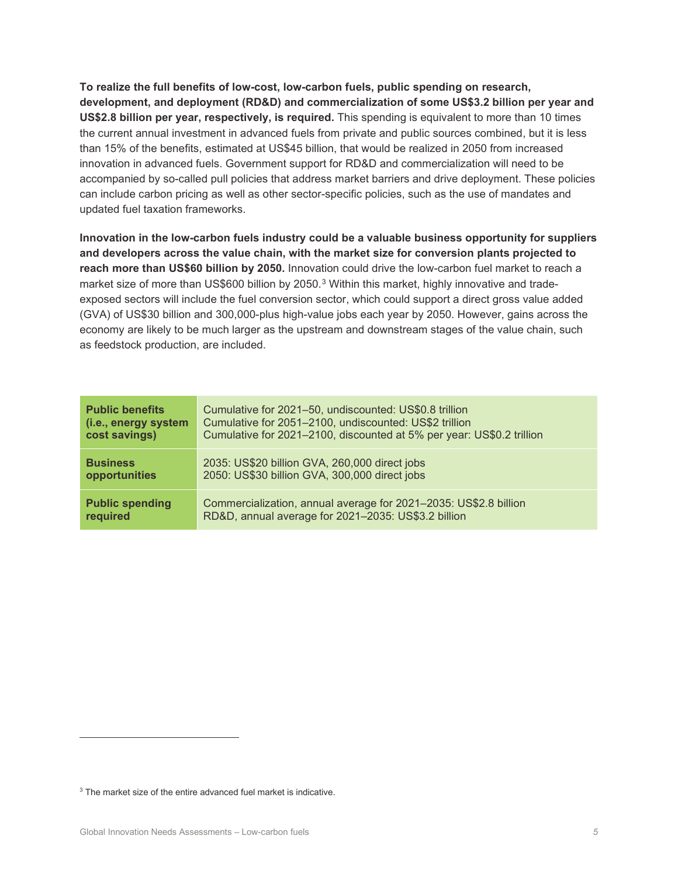**To realize the full benefits of low-cost, low-carbon fuels, public spending on research, development, and deployment (RD&D) and commercialization of some US$3.2 billion per year and US$2.8 billion per year, respectively, is required.** This spending is equivalent to more than 10 times the current annual investment in advanced fuels from private and public sources combined, but it is less than 15% of the benefits, estimated at US$45 billion, that would be realized in 2050 from increased innovation in advanced fuels. Government support for RD&D and commercialization will need to be accompanied by so-called pull policies that address market barriers and drive deployment. These policies can include carbon pricing as well as other sector-specific policies, such as the use of mandates and updated fuel taxation frameworks.

**Innovation in the low-carbon fuels industry could be a valuable business opportunity for suppliers and developers across the value chain, with the market size for conversion plants projected to reach more than US$60 billion by 2050.** Innovation could drive the low-carbon fuel market to reach a market size of more than US$600 billion by 2050.[3] Within this market, highly innovative and trade-exposed sectors will include the fuel conversion sector, which could support a direct gross value added (GVA) of US$30 billion and 300,000-plus high-value jobs each year by 2050. However, gains across the economy are likely to be much larger as the upstream and downstream stages of the value chain, such as feedstock production, are included.

| | |
|---|---|
| **Public benefits (i.e., energy system cost savings)** | Cumulative for 2021–50, undiscounted: US$0.8 trillion<br>Cumulative for 2051–2100, undiscounted: US$2 trillion<br>Cumulative for 2021–2100, discounted at 5% per year: US$0.2 trillion |
| **Business opportunities** | 2035: US$20 billion GVA, 260,000 direct jobs<br>2050: US$30 billion GVA, 300,000 direct jobs |
| **Public spending required** | Commercialization, annual average for 2021–2035: US$2.8 billion<br>RD&D, annual average for 2021–2035: US$3.2 billion |

[3] The market size of the entire advanced fuel market is indicative.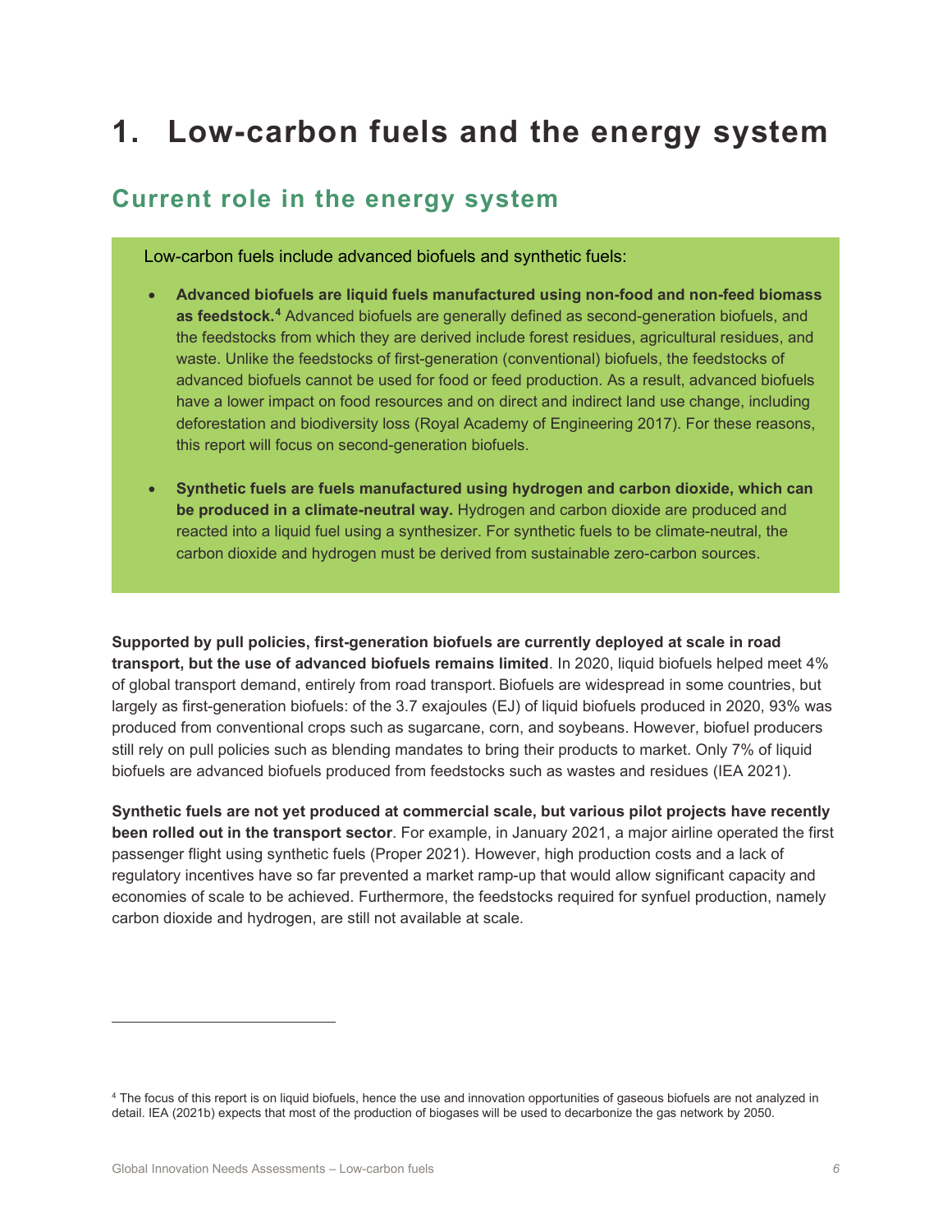# 1. Low-carbon fuels and the energy system

## Current role in the energy system

Low-carbon fuels include advanced biofuels and synthetic fuels:

- **Advanced biofuels are liquid fuels manufactured using non-food and non-feed biomass as feedstock.**[4] Advanced biofuels are generally defined as second-generation biofuels, and the feedstocks from which they are derived include forest residues, agricultural residues, and waste. Unlike the feedstocks of first-generation (conventional) biofuels, the feedstocks of advanced biofuels cannot be used for food or feed production. As a result, advanced biofuels have a lower impact on food resources and on direct and indirect land use change, including deforestation and biodiversity loss (Royal Academy of Engineering 2017). For these reasons, this report will focus on second-generation biofuels.

- **Synthetic fuels are fuels manufactured using hydrogen and carbon dioxide, which can be produced in a climate-neutral way.** Hydrogen and carbon dioxide are produced and reacted into a liquid fuel using a synthesizer. For synthetic fuels to be climate-neutral, the carbon dioxide and hydrogen must be derived from sustainable zero-carbon sources.

**Supported by pull policies, first-generation biofuels are currently deployed at scale in road transport, but the use of advanced biofuels remains limited**. In 2020, liquid biofuels helped meet 4% of global transport demand, entirely from road transport. Biofuels are widespread in some countries, but largely as first-generation biofuels: of the 3.7 exajoules (EJ) of liquid biofuels produced in 2020, 93% was produced from conventional crops such as sugarcane, corn, and soybeans. However, biofuel producers still rely on pull policies such as blending mandates to bring their products to market. Only 7% of liquid biofuels are advanced biofuels produced from feedstocks such as wastes and residues (IEA 2021).

**Synthetic fuels are not yet produced at commercial scale, but various pilot projects have recently been rolled out in the transport sector**. For example, in January 2021, a major airline operated the first passenger flight using synthetic fuels (Proper 2021). However, high production costs and a lack of regulatory incentives have so far prevented a market ramp-up that would allow significant capacity and economies of scale to be achieved. Furthermore, the feedstocks required for synfuel production, namely carbon dioxide and hydrogen, are still not available at scale.

---

[4] The focus of this report is on liquid biofuels, hence the use and innovation opportunities of gaseous biofuels are not analyzed in detail. IEA (2021b) expects that most of the production of biogases will be used to decarbonize the gas network by 2050.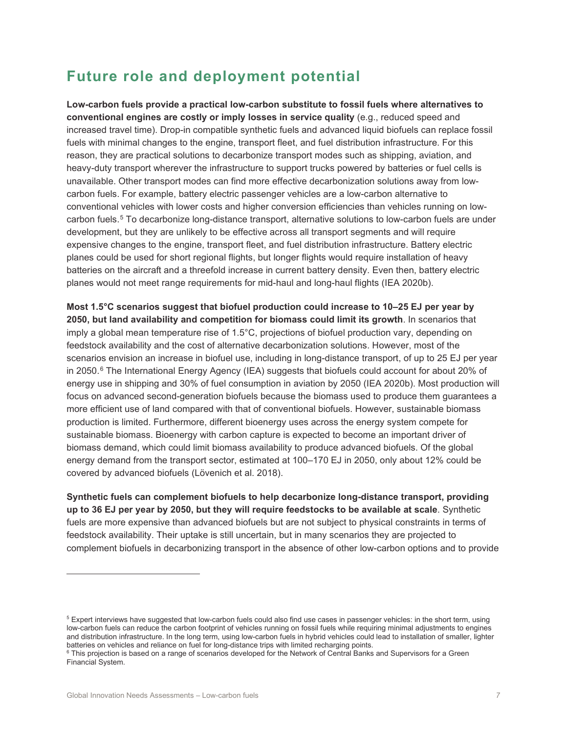## Future role and deployment potential

**Low-carbon fuels provide a practical low-carbon substitute to fossil fuels where alternatives to conventional engines are costly or imply losses in service quality** (e.g., reduced speed and increased travel time). Drop-in compatible synthetic fuels and advanced liquid biofuels can replace fossil fuels with minimal changes to the engine, transport fleet, and fuel distribution infrastructure. For this reason, they are practical solutions to decarbonize transport modes such as shipping, aviation, and heavy-duty transport wherever the infrastructure to support trucks powered by batteries or fuel cells is unavailable. Other transport modes can find more effective decarbonization solutions away from low-carbon fuels. For example, battery electric passenger vehicles are a low-carbon alternative to conventional vehicles with lower costs and higher conversion efficiencies than vehicles running on low-carbon fuels.[5] To decarbonize long-distance transport, alternative solutions to low-carbon fuels are under development, but they are unlikely to be effective across all transport segments and will require expensive changes to the engine, transport fleet, and fuel distribution infrastructure. Battery electric planes could be used for short regional flights, but longer flights would require installation of heavy batteries on the aircraft and a threefold increase in current battery density. Even then, battery electric planes would not meet range requirements for mid-haul and long-haul flights (IEA 2020b).

**Most 1.5°C scenarios suggest that biofuel production could increase to 10–25 EJ per year by 2050, but land availability and competition for biomass could limit its growth**. In scenarios that imply a global mean temperature rise of 1.5°C, projections of biofuel production vary, depending on feedstock availability and the cost of alternative decarbonization solutions. However, most of the scenarios envision an increase in biofuel use, including in long-distance transport, of up to 25 EJ per year in 2050.[6] The International Energy Agency (IEA) suggests that biofuels could account for about 20% of energy use in shipping and 30% of fuel consumption in aviation by 2050 (IEA 2020b). Most production will focus on advanced second-generation biofuels because the biomass used to produce them guarantees a more efficient use of land compared with that of conventional biofuels. However, sustainable biomass production is limited. Furthermore, different bioenergy uses across the energy system compete for sustainable biomass. Bioenergy with carbon capture is expected to become an important driver of biomass demand, which could limit biomass availability to produce advanced biofuels. Of the global energy demand from the transport sector, estimated at 100–170 EJ in 2050, only about 12% could be covered by advanced biofuels (Lövenich et al. 2018).

**Synthetic fuels can complement biofuels to help decarbonize long-distance transport, providing up to 36 EJ per year by 2050, but they will require feedstocks to be available at scale**. Synthetic fuels are more expensive than advanced biofuels but are not subject to physical constraints in terms of feedstock availability. Their uptake is still uncertain, but in many scenarios they are projected to complement biofuels in decarbonizing transport in the absence of other low-carbon options and to provide

---

[5] Expert interviews have suggested that low-carbon fuels could also find use cases in passenger vehicles: in the short term, using low-carbon fuels can reduce the carbon footprint of vehicles running on fossil fuels while requiring minimal adjustments to engines and distribution infrastructure. In the long term, using low-carbon fuels in hybrid vehicles could lead to installation of smaller, lighter batteries on vehicles and reliance on fuel for long-distance trips with limited recharging points.

[6] This projection is based on a range of scenarios developed for the Network of Central Banks and Supervisors for a Green Financial System.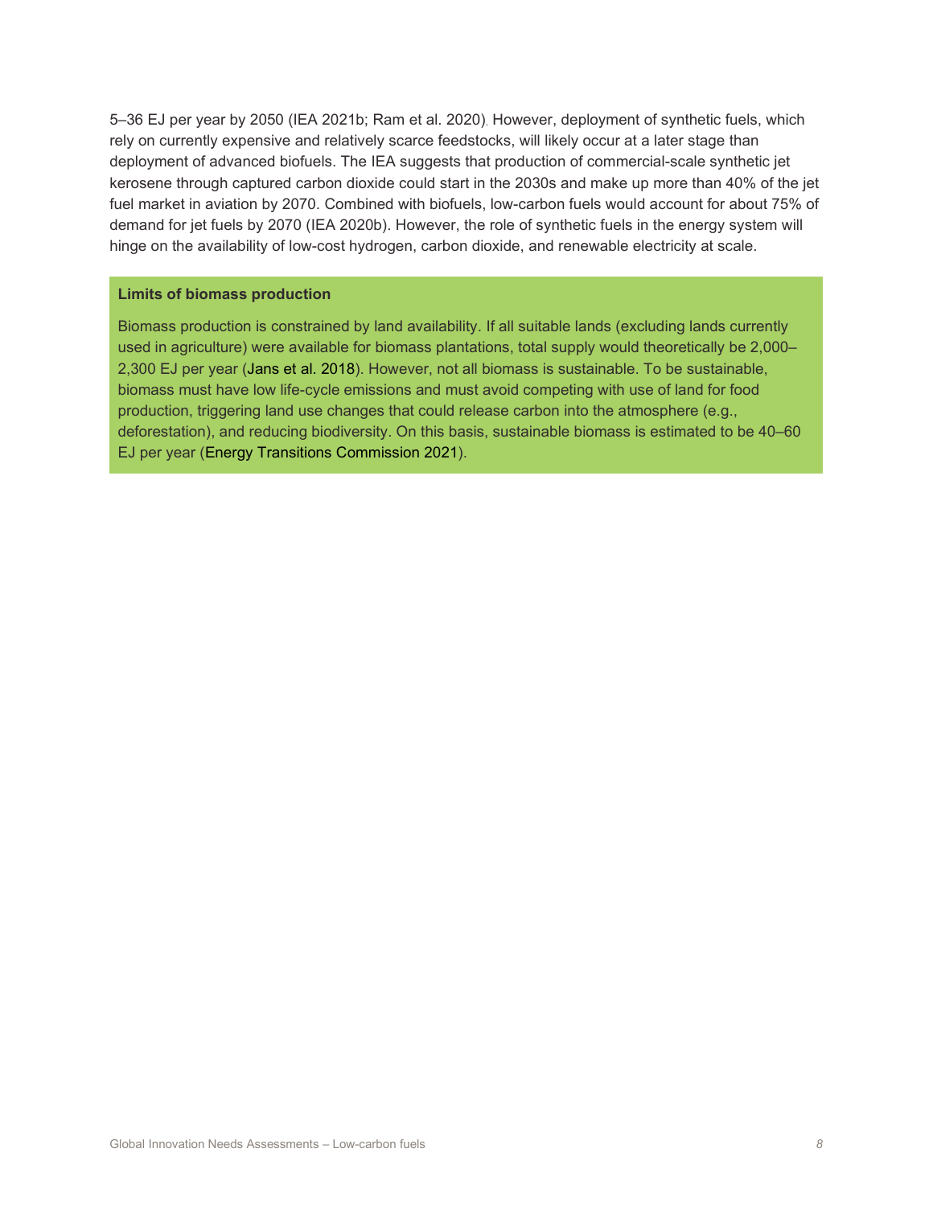5–36 EJ per year by 2050 (IEA 2021b; Ram et al. 2020). However, deployment of synthetic fuels, which rely on currently expensive and relatively scarce feedstocks, will likely occur at a later stage than deployment of advanced biofuels. The IEA suggests that production of commercial-scale synthetic jet kerosene through captured carbon dioxide could start in the 2030s and make up more than 40% of the jet fuel market in aviation by 2070. Combined with biofuels, low-carbon fuels would account for about 75% of demand for jet fuels by 2070 (IEA 2020b). However, the role of synthetic fuels in the energy system will hinge on the availability of low-cost hydrogen, carbon dioxide, and renewable electricity at scale.

**Limits of biomass production**

Biomass production is constrained by land availability. If all suitable lands (excluding lands currently used in agriculture) were available for biomass plantations, total supply would theoretically be 2,000–2,300 EJ per year (Jans et al. 2018). However, not all biomass is sustainable. To be sustainable, biomass must have low life-cycle emissions and must avoid competing with use of land for food production, triggering land use changes that could release carbon into the atmosphere (e.g., deforestation), and reducing biodiversity. On this basis, sustainable biomass is estimated to be 40–60 EJ per year (Energy Transitions Commission 2021).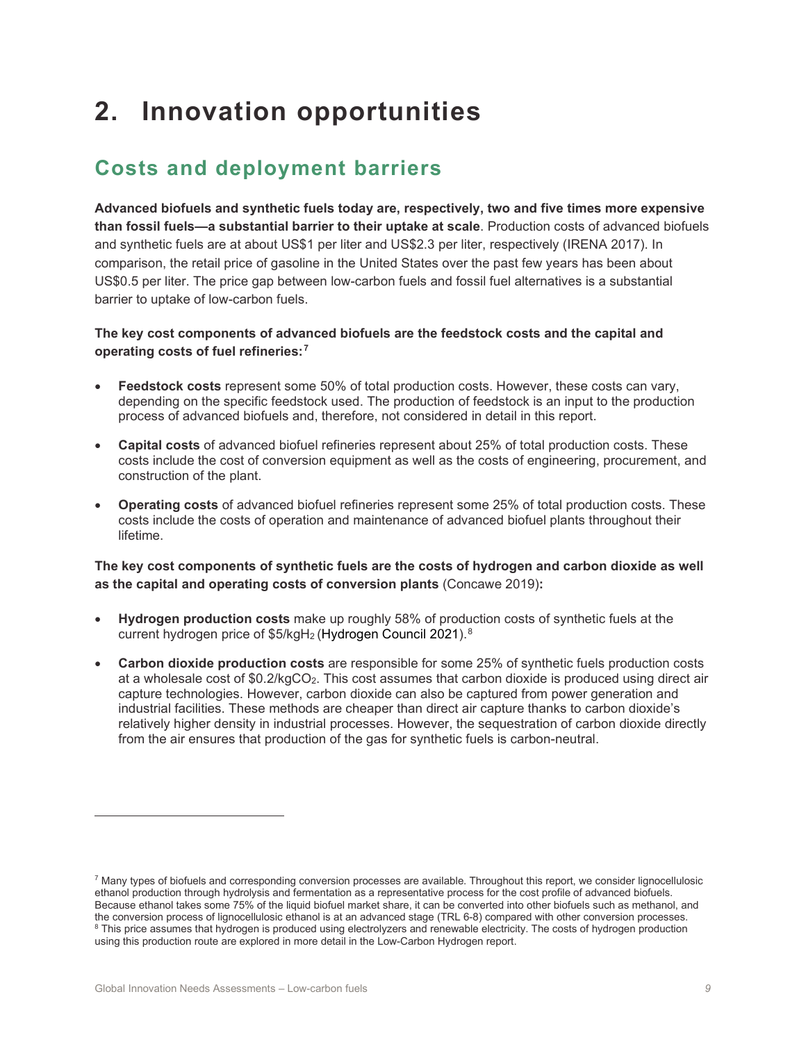# 2. Innovation opportunities

## Costs and deployment barriers

**Advanced biofuels and synthetic fuels today are, respectively, two and five times more expensive than fossil fuels—a substantial barrier to their uptake at scale**. Production costs of advanced biofuels and synthetic fuels are at about US$1 per liter and US$2.3 per liter, respectively (IRENA 2017). In comparison, the retail price of gasoline in the United States over the past few years has been about US$0.5 per liter. The price gap between low-carbon fuels and fossil fuel alternatives is a substantial barrier to uptake of low-carbon fuels.

**The key cost components of advanced biofuels are the feedstock costs and the capital and operating costs of fuel refineries:**[7]

- **Feedstock costs** represent some 50% of total production costs. However, these costs can vary, depending on the specific feedstock used. The production of feedstock is an input to the production process of advanced biofuels and, therefore, not considered in detail in this report.
- **Capital costs** of advanced biofuel refineries represent about 25% of total production costs. These costs include the cost of conversion equipment as well as the costs of engineering, procurement, and construction of the plant.
- **Operating costs** of advanced biofuel refineries represent some 25% of total production costs. These costs include the costs of operation and maintenance of advanced biofuel plants throughout their lifetime.

**The key cost components of synthetic fuels are the costs of hydrogen and carbon dioxide as well as the capital and operating costs of conversion plants** (Concawe 2019)**:**

- **Hydrogen production costs** make up roughly 58% of production costs of synthetic fuels at the current hydrogen price of \$5/kg$H_2$ (Hydrogen Council 2021).[8]
- **Carbon dioxide production costs** are responsible for some 25% of synthetic fuels production costs at a wholesale cost of \$0.2/kg$CO_2$. This cost assumes that carbon dioxide is produced using direct air capture technologies. However, carbon dioxide can also be captured from power generation and industrial facilities. These methods are cheaper than direct air capture thanks to carbon dioxide's relatively higher density in industrial processes. However, the sequestration of carbon dioxide directly from the air ensures that production of the gas for synthetic fuels is carbon-neutral.

---

[7] Many types of biofuels and corresponding conversion processes are available. Throughout this report, we consider lignocellulosic ethanol production through hydrolysis and fermentation as a representative process for the cost profile of advanced biofuels. Because ethanol takes some 75% of the liquid biofuel market share, it can be converted into other biofuels such as methanol, and the conversion process of lignocellulosic ethanol is at an advanced stage (TRL 6-8) compared with other conversion processes.

[8] This price assumes that hydrogen is produced using electrolyzers and renewable electricity. The costs of hydrogen production using this production route are explored in more detail in the Low-Carbon Hydrogen report.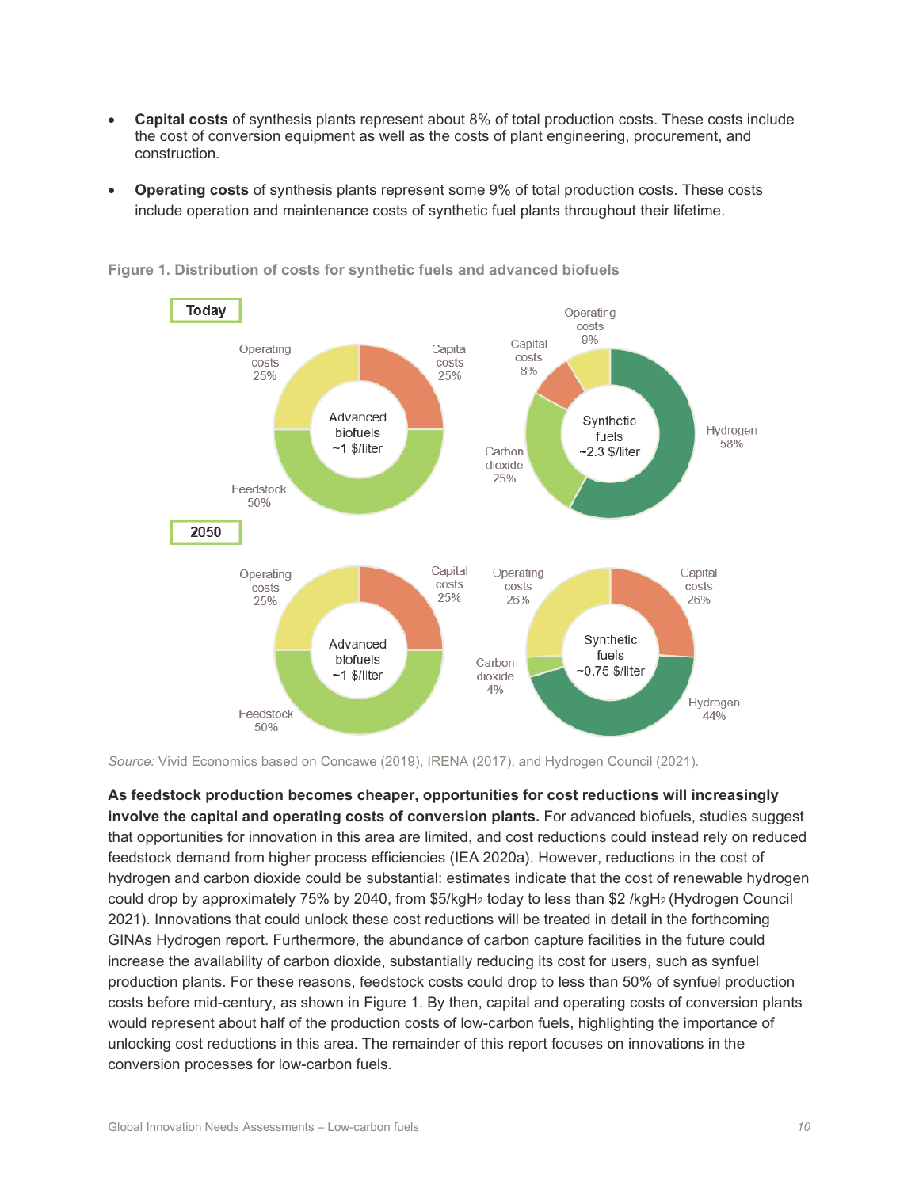- **Capital costs** of synthesis plants represent about 8% of total production costs. These costs include the cost of conversion equipment as well as the costs of plant engineering, procurement, and construction.
- **Operating costs** of synthesis plants represent some 9% of total production costs. These costs include operation and maintenance costs of synthetic fuel plants throughout their lifetime.

**Figure 1. Distribution of costs for synthetic fuels and advanced biofuels**

*Source:* Vivid Economics based on Concawe (2019), IRENA (2017), and Hydrogen Council (2021).

**As feedstock production becomes cheaper, opportunities for cost reductions will increasingly involve the capital and operating costs of conversion plants.** For advanced biofuels, studies suggest that opportunities for innovation in this area are limited, and cost reductions could instead rely on reduced feedstock demand from higher process efficiencies (IEA 2020a). However, reductions in the cost of hydrogen and carbon dioxide could be substantial: estimates indicate that the cost of renewable hydrogen could drop by approximately 75% by 2040, from \$5/kg$H_2$ today to less than \$2 /kg$H_2$ (Hydrogen Council 2021). Innovations that could unlock these cost reductions will be treated in detail in the forthcoming GINAs Hydrogen report. Furthermore, the abundance of carbon capture facilities in the future could increase the availability of carbon dioxide, substantially reducing its cost for users, such as synfuel production plants. For these reasons, feedstock costs could drop to less than 50% of synfuel production costs before mid-century, as shown in Figure 1. By then, capital and operating costs of conversion plants would represent about half of the production costs of low-carbon fuels, highlighting the importance of unlocking cost reductions in this area. The remainder of this report focuses on innovations in the conversion processes for low-carbon fuels.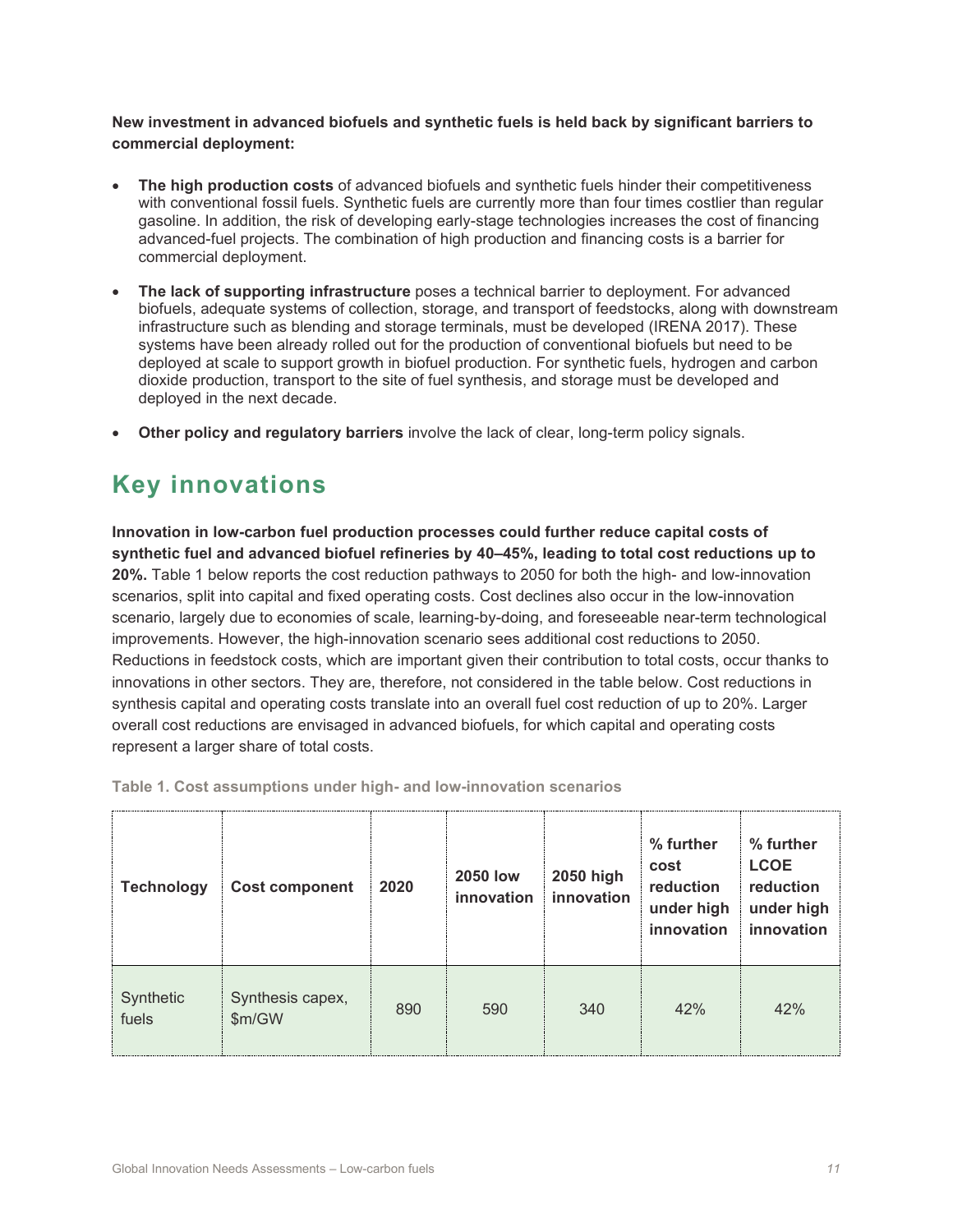**New investment in advanced biofuels and synthetic fuels is held back by significant barriers to commercial deployment:**

- **The high production costs** of advanced biofuels and synthetic fuels hinder their competitiveness with conventional fossil fuels. Synthetic fuels are currently more than four times costlier than regular gasoline. In addition, the risk of developing early-stage technologies increases the cost of financing advanced-fuel projects. The combination of high production and financing costs is a barrier for commercial deployment.
- **The lack of supporting infrastructure** poses a technical barrier to deployment. For advanced biofuels, adequate systems of collection, storage, and transport of feedstocks, along with downstream infrastructure such as blending and storage terminals, must be developed (IRENA 2017). These systems have been already rolled out for the production of conventional biofuels but need to be deployed at scale to support growth in biofuel production. For synthetic fuels, hydrogen and carbon dioxide production, transport to the site of fuel synthesis, and storage must be developed and deployed in the next decade.
- **Other policy and regulatory barriers** involve the lack of clear, long-term policy signals.

## Key innovations

**Innovation in low-carbon fuel production processes could further reduce capital costs of synthetic fuel and advanced biofuel refineries by 40–45%, leading to total cost reductions up to 20%.** Table 1 below reports the cost reduction pathways to 2050 for both the high- and low-innovation scenarios, split into capital and fixed operating costs. Cost declines also occur in the low-innovation scenario, largely due to economies of scale, learning-by-doing, and foreseeable near-term technological improvements. However, the high-innovation scenario sees additional cost reductions to 2050. Reductions in feedstock costs, which are important given their contribution to total costs, occur thanks to innovations in other sectors. They are, therefore, not considered in the table below. Cost reductions in synthesis capital and operating costs translate into an overall fuel cost reduction of up to 20%. Larger overall cost reductions are envisaged in advanced biofuels, for which capital and operating costs represent a larger share of total costs.

**Table 1. Cost assumptions under high- and low-innovation scenarios**

| Technology | Cost component | 2020 | 2050 low innovation | 2050 high innovation | % further cost reduction under high innovation | % further LCOE reduction under high innovation |
|---|---|---|---|---|---|---|
| Synthetic fuels | Synthesis capex, $m/GW | 890 | 590 | 340 | 42% | 42% |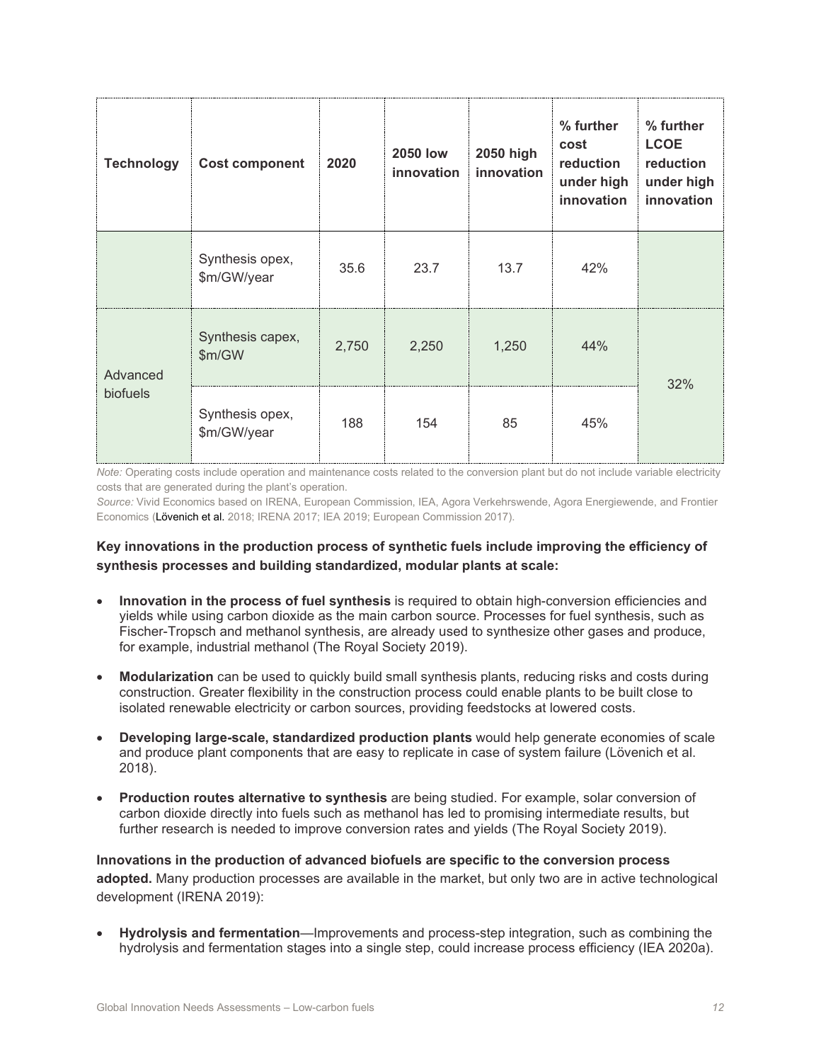| Technology | Cost component | 2020 | 2050 low innovation | 2050 high innovation | % further cost reduction under high innovation | % further LCOE reduction under high innovation |
|---|---|---|---|---|---|---|
| | Synthesis opex, $m/GW/year | 35.6 | 23.7 | 13.7 | 42% | |
| Advanced biofuels | Synthesis capex, $m/GW | 2,750 | 2,250 | 1,250 | 44% | 32% |
| | Synthesis opex, $m/GW/year | 188 | 154 | 85 | 45% | |

*Note:* Operating costs include operation and maintenance costs related to the conversion plant but do not include variable electricity costs that are generated during the plant's operation.

*Source:* Vivid Economics based on IRENA, European Commission, IEA, Agora Verkehrswende, Agora Energiewende, and Frontier Economics (Lövenich et al. 2018; IRENA 2017; IEA 2019; European Commission 2017).

**Key innovations in the production process of synthetic fuels include improving the efficiency of synthesis processes and building standardized, modular plants at scale:**

- **Innovation in the process of fuel synthesis** is required to obtain high-conversion efficiencies and yields while using carbon dioxide as the main carbon source. Processes for fuel synthesis, such as Fischer-Tropsch and methanol synthesis, are already used to synthesize other gases and produce, for example, industrial methanol (The Royal Society 2019).
- **Modularization** can be used to quickly build small synthesis plants, reducing risks and costs during construction. Greater flexibility in the construction process could enable plants to be built close to isolated renewable electricity or carbon sources, providing feedstocks at lowered costs.
- **Developing large-scale, standardized production plants** would help generate economies of scale and produce plant components that are easy to replicate in case of system failure (Lövenich et al. 2018).
- **Production routes alternative to synthesis** are being studied. For example, solar conversion of carbon dioxide directly into fuels such as methanol has led to promising intermediate results, but further research is needed to improve conversion rates and yields (The Royal Society 2019).

**Innovations in the production of advanced biofuels are specific to the conversion process adopted.** Many production processes are available in the market, but only two are in active technological development (IRENA 2019):

- **Hydrolysis and fermentation**—Improvements and process-step integration, such as combining the hydrolysis and fermentation stages into a single step, could increase process efficiency (IEA 2020a).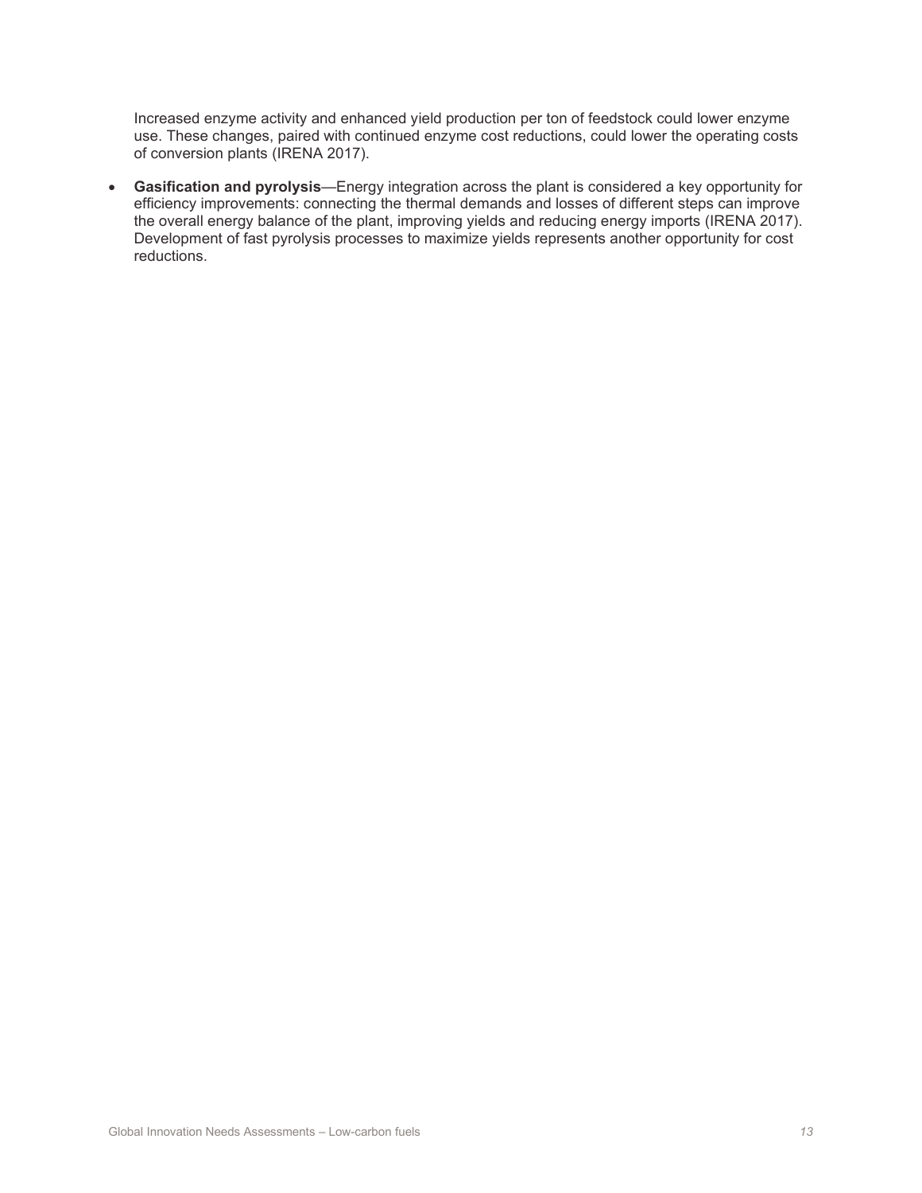Increased enzyme activity and enhanced yield production per ton of feedstock could lower enzyme use. These changes, paired with continued enzyme cost reductions, could lower the operating costs of conversion plants (IRENA 2017).

- **Gasification and pyrolysis**—Energy integration across the plant is considered a key opportunity for efficiency improvements: connecting the thermal demands and losses of different steps can improve the overall energy balance of the plant, improving yields and reducing energy imports (IRENA 2017). Development of fast pyrolysis processes to maximize yields represents another opportunity for cost reductions.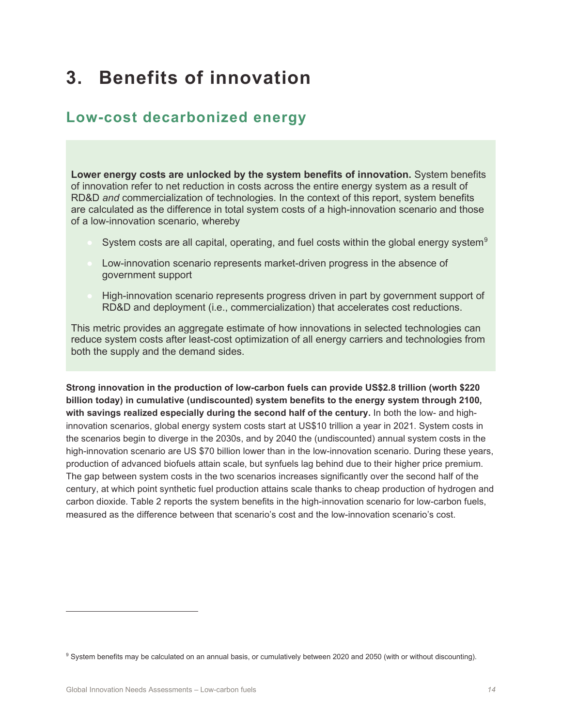# 3. Benefits of innovation

## Low-cost decarbonized energy

**Lower energy costs are unlocked by the system benefits of innovation.** System benefits of innovation refer to net reduction in costs across the entire energy system as a result of RD&D *and* commercialization of technologies. In the context of this report, system benefits are calculated as the difference in total system costs of a high-innovation scenario and those of a low-innovation scenario, whereby

- System costs are all capital, operating, and fuel costs within the global energy system[9]
- Low-innovation scenario represents market-driven progress in the absence of government support
- High-innovation scenario represents progress driven in part by government support of RD&D and deployment (i.e., commercialization) that accelerates cost reductions.

This metric provides an aggregate estimate of how innovations in selected technologies can reduce system costs after least-cost optimization of all energy carriers and technologies from both the supply and the demand sides.

**Strong innovation in the production of low-carbon fuels can provide US$2.8 trillion (worth $220 billion today) in cumulative (undiscounted) system benefits to the energy system through 2100, with savings realized especially during the second half of the century.** In both the low- and high-innovation scenarios, global energy system costs start at US$10 trillion a year in 2021. System costs in the scenarios begin to diverge in the 2030s, and by 2040 the (undiscounted) annual system costs in the high-innovation scenario are US $70 billion lower than in the low-innovation scenario. During these years, production of advanced biofuels attain scale, but synfuels lag behind due to their higher price premium. The gap between system costs in the two scenarios increases significantly over the second half of the century, at which point synthetic fuel production attains scale thanks to cheap production of hydrogen and carbon dioxide. Table 2 reports the system benefits in the high-innovation scenario for low-carbon fuels, measured as the difference between that scenario's cost and the low-innovation scenario's cost.

[9] System benefits may be calculated on an annual basis, or cumulatively between 2020 and 2050 (with or without discounting).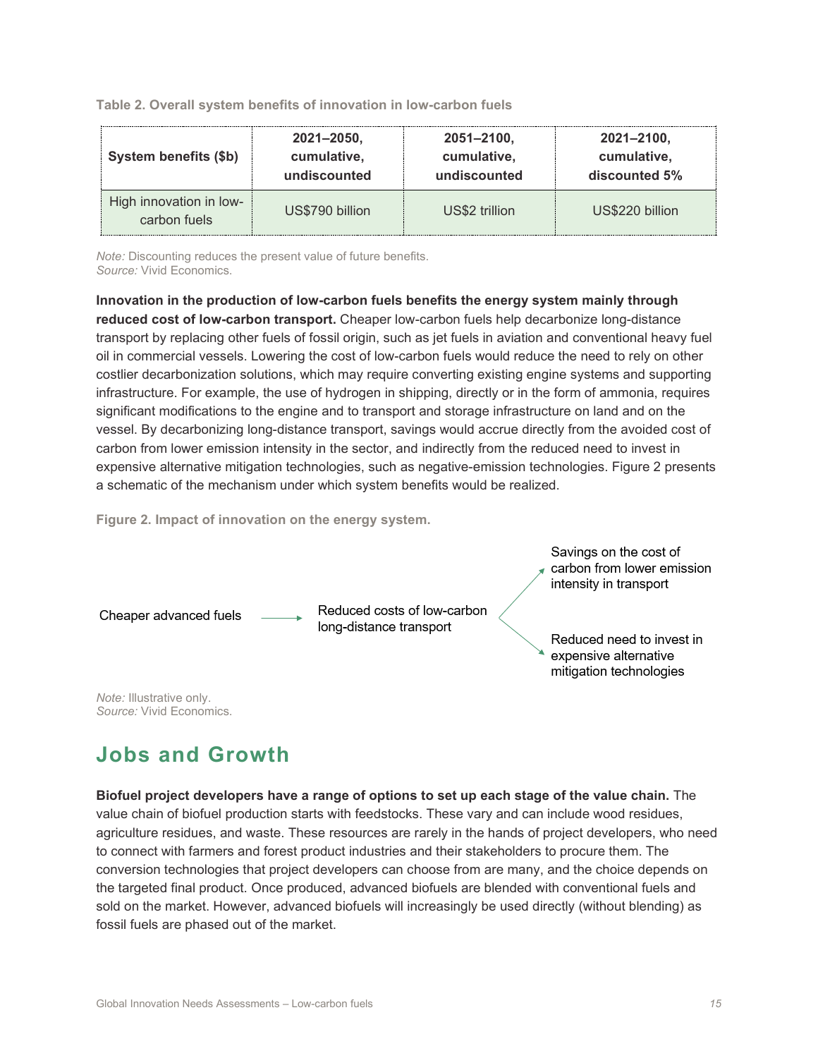**Table 2. Overall system benefits of innovation in low-carbon fuels**

| System benefits ($b) | 2021–2050, cumulative, undiscounted | 2051–2100, cumulative, undiscounted | 2021–2100, cumulative, discounted 5% |
|---|---|---|---|
| High innovation in low-carbon fuels | US$790 billion | US$2 trillion | US$220 billion |

*Note:* Discounting reduces the present value of future benefits.
*Source:* Vivid Economics.

**Innovation in the production of low-carbon fuels benefits the energy system mainly through reduced cost of low-carbon transport.** Cheaper low-carbon fuels help decarbonize long-distance transport by replacing other fuels of fossil origin, such as jet fuels in aviation and conventional heavy fuel oil in commercial vessels. Lowering the cost of low-carbon fuels would reduce the need to rely on other costlier decarbonization solutions, which may require converting existing engine systems and supporting infrastructure. For example, the use of hydrogen in shipping, directly or in the form of ammonia, requires significant modifications to the engine and to transport and storage infrastructure on land and on the vessel. By decarbonizing long-distance transport, savings would accrue directly from the avoided cost of carbon from lower emission intensity in the sector, and indirectly from the reduced need to invest in expensive alternative mitigation technologies, such as negative-emission technologies. Figure 2 presents a schematic of the mechanism under which system benefits would be realized.

**Figure 2. Impact of innovation on the energy system.**

Cheaper advanced fuels → Reduced costs of low-carbon long-distance transport → Savings on the cost of carbon from lower emission intensity in transport; Reduced need to invest in expensive alternative mitigation technologies

*Note:* Illustrative only.
*Source:* Vivid Economics.

## Jobs and Growth

**Biofuel project developers have a range of options to set up each stage of the value chain.** The value chain of biofuel production starts with feedstocks. These vary and can include wood residues, agriculture residues, and waste. These resources are rarely in the hands of project developers, who need to connect with farmers and forest product industries and their stakeholders to procure them. The conversion technologies that project developers can choose from are many, and the choice depends on the targeted final product. Once produced, advanced biofuels are blended with conventional fuels and sold on the market. However, advanced biofuels will increasingly be used directly (without blending) as fossil fuels are phased out of the market.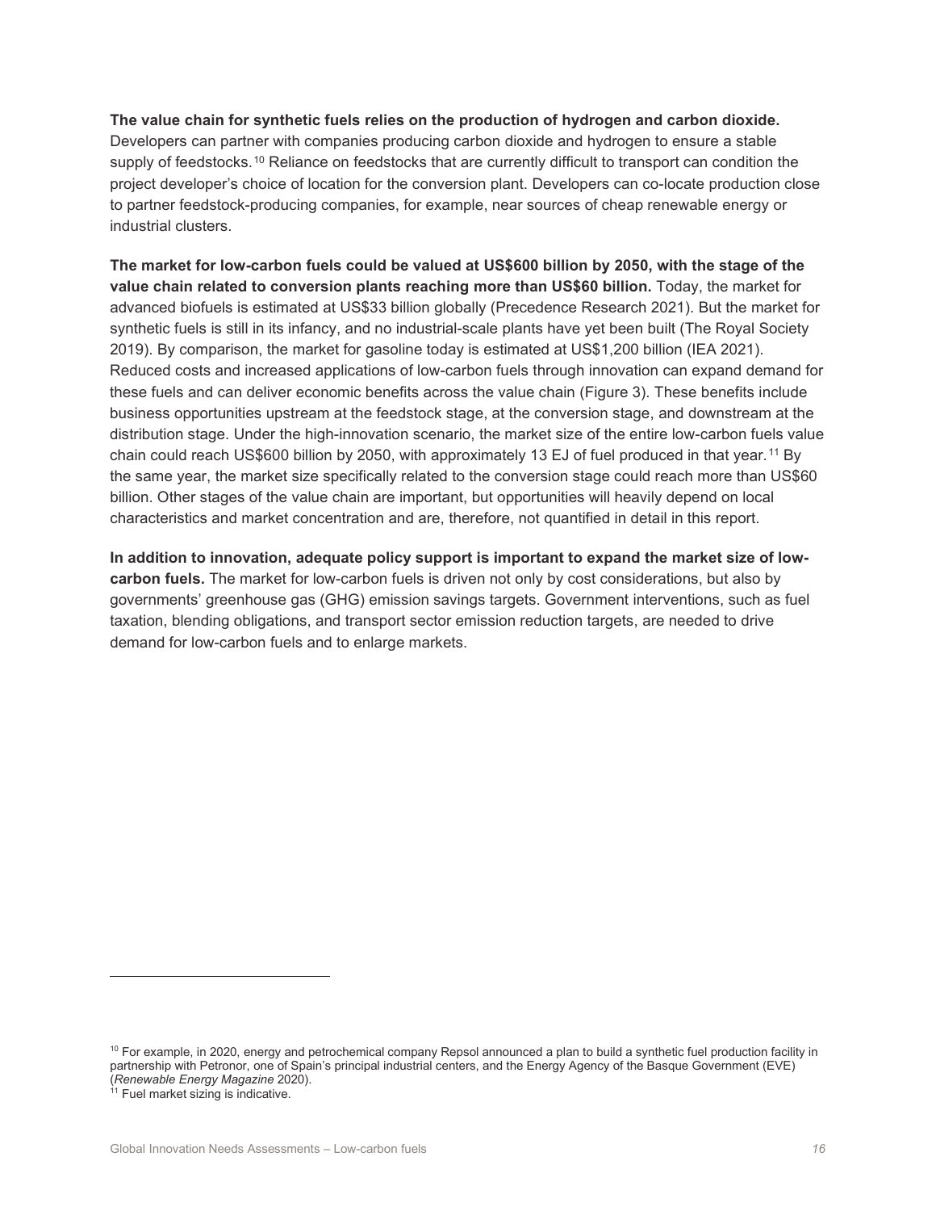**The value chain for synthetic fuels relies on the production of hydrogen and carbon dioxide.** Developers can partner with companies producing carbon dioxide and hydrogen to ensure a stable supply of feedstocks.[10] Reliance on feedstocks that are currently difficult to transport can condition the project developer's choice of location for the conversion plant. Developers can co-locate production close to partner feedstock-producing companies, for example, near sources of cheap renewable energy or industrial clusters.

**The market for low-carbon fuels could be valued at US$600 billion by 2050, with the stage of the value chain related to conversion plants reaching more than US$60 billion.** Today, the market for advanced biofuels is estimated at US$33 billion globally (Precedence Research 2021). But the market for synthetic fuels is still in its infancy, and no industrial-scale plants have yet been built (The Royal Society 2019). By comparison, the market for gasoline today is estimated at US$1,200 billion (IEA 2021). Reduced costs and increased applications of low-carbon fuels through innovation can expand demand for these fuels and can deliver economic benefits across the value chain (Figure 3). These benefits include business opportunities upstream at the feedstock stage, at the conversion stage, and downstream at the distribution stage. Under the high-innovation scenario, the market size of the entire low-carbon fuels value chain could reach US$600 billion by 2050, with approximately 13 EJ of fuel produced in that year.[11] By the same year, the market size specifically related to the conversion stage could reach more than US$60 billion. Other stages of the value chain are important, but opportunities will heavily depend on local characteristics and market concentration and are, therefore, not quantified in detail in this report.

**In addition to innovation, adequate policy support is important to expand the market size of low-carbon fuels.** The market for low-carbon fuels is driven not only by cost considerations, but also by governments' greenhouse gas (GHG) emission savings targets. Government interventions, such as fuel taxation, blending obligations, and transport sector emission reduction targets, are needed to drive demand for low-carbon fuels and to enlarge markets.

---

[10] For example, in 2020, energy and petrochemical company Repsol announced a plan to build a synthetic fuel production facility in partnership with Petronor, one of Spain's principal industrial centers, and the Energy Agency of the Basque Government (EVE) (*Renewable Energy Magazine* 2020).

[11] Fuel market sizing is indicative.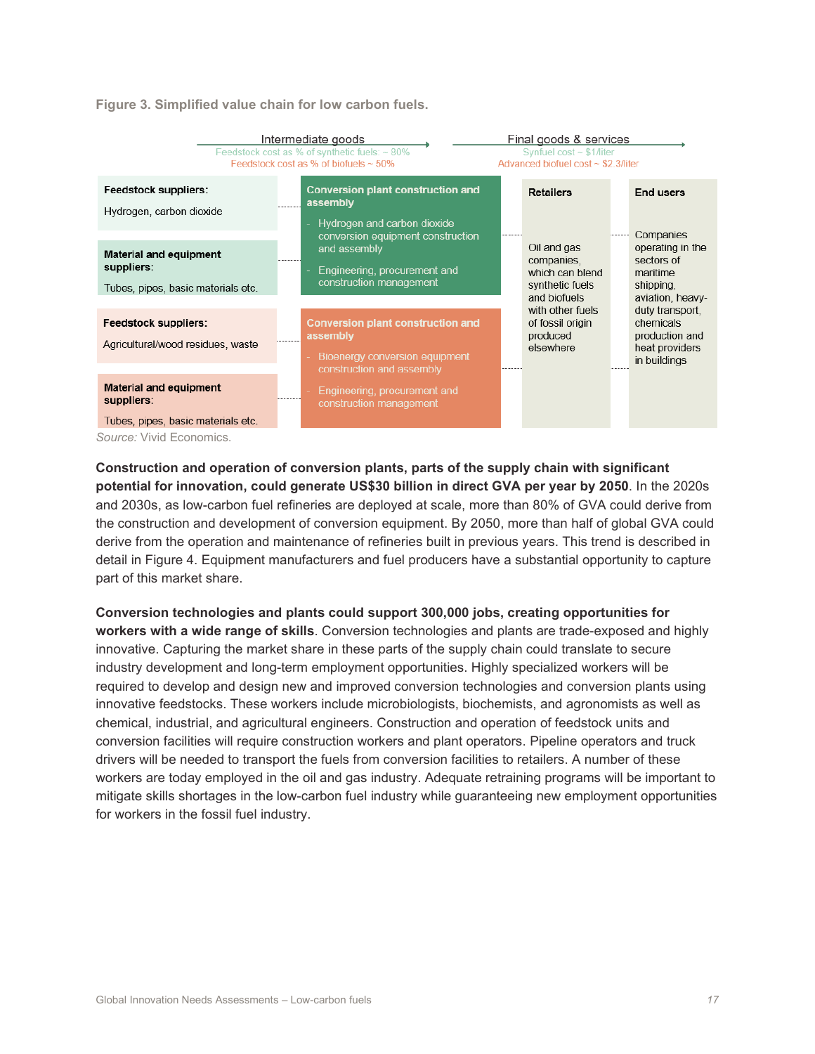**Figure 3. Simplified value chain for low carbon fuels.**

Intermediate goods
Feedstock cost as % of synthetic fuels: ~ 80%
Feedstock cost as % of biofuels ~ 50%

Final goods & services
Synfuel cost ~ $1/liter
Advanced biofuel cost ~ $2 3/liter

**Feedstock suppliers:**

Hydrogen, carbon dioxide

**Material and equipment suppliers:**

Tubes, pipes, basic materials etc.

**Conversion plant construction and assembly**

- Hydrogen and carbon dioxide conversion equipment construction and assembly
- Engineering, procurement and construction management

**Feedstock suppliers:**

Agricultural/wood residues, waste

**Material and equipment suppliers:**

Tubes, pipes, basic materials etc.

**Conversion plant construction and assembly**

- Bioenergy conversion equipment construction and assembly
- Engineering, procurement and construction management

**Retailers**

Oil and gas companies, which can blend synthetic fuels and biofuels with other fuels of fossil origin produced elsewhere

**End users**

Companies operating in the sectors of maritime shipping, aviation, heavy-duty transport, chemicals production and heat providers in buildings

*Source:* Vivid Economics.

**Construction and operation of conversion plants, parts of the supply chain with significant potential for innovation, could generate US$30 billion in direct GVA per year by 2050**. In the 2020s and 2030s, as low-carbon fuel refineries are deployed at scale, more than 80% of GVA could derive from the construction and development of conversion equipment. By 2050, more than half of global GVA could derive from the operation and maintenance of refineries built in previous years. This trend is described in detail in Figure 4. Equipment manufacturers and fuel producers have a substantial opportunity to capture part of this market share.

**Conversion technologies and plants could support 300,000 jobs, creating opportunities for workers with a wide range of skills**. Conversion technologies and plants are trade-exposed and highly innovative. Capturing the market share in these parts of the supply chain could translate to secure industry development and long-term employment opportunities. Highly specialized workers will be required to develop and design new and improved conversion technologies and conversion plants using innovative feedstocks. These workers include microbiologists, biochemists, and agronomists as well as chemical, industrial, and agricultural engineers. Construction and operation of feedstock units and conversion facilities will require construction workers and plant operators. Pipeline operators and truck drivers will be needed to transport the fuels from conversion facilities to retailers. A number of these workers are today employed in the oil and gas industry. Adequate retraining programs will be important to mitigate skills shortages in the low-carbon fuel industry while guaranteeing new employment opportunities for workers in the fossil fuel industry.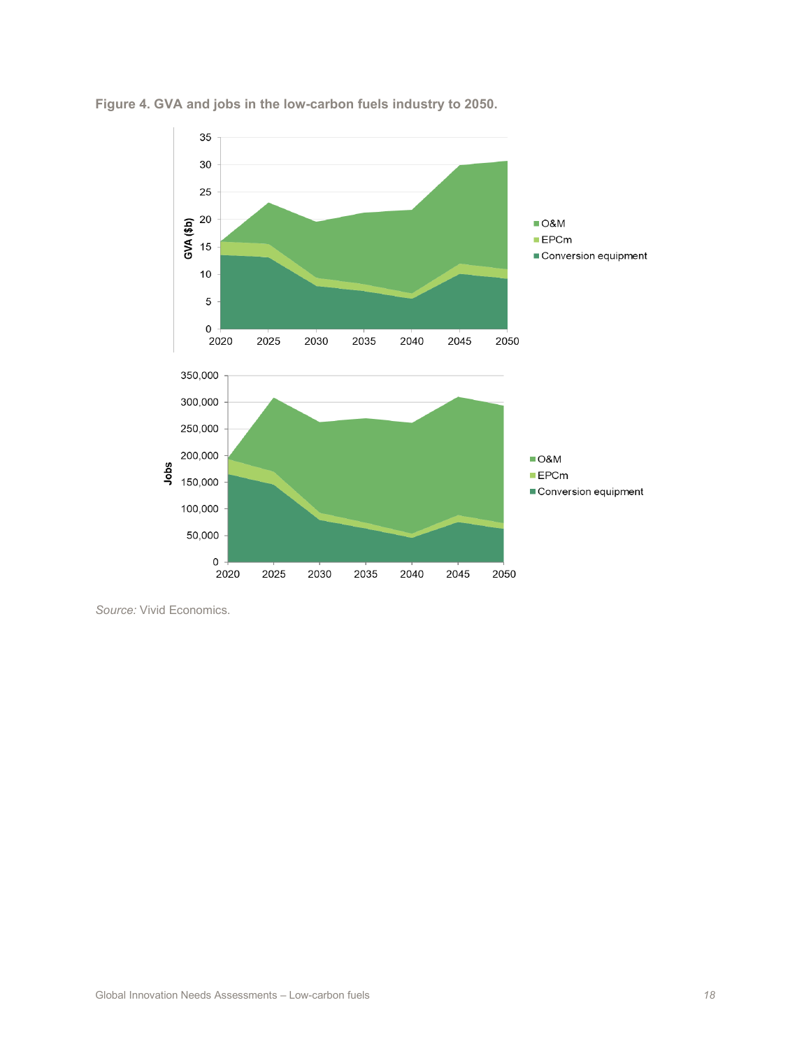**Figure 4. GVA and jobs in the low-carbon fuels industry to 2050.**

*Source:* Vivid Economics.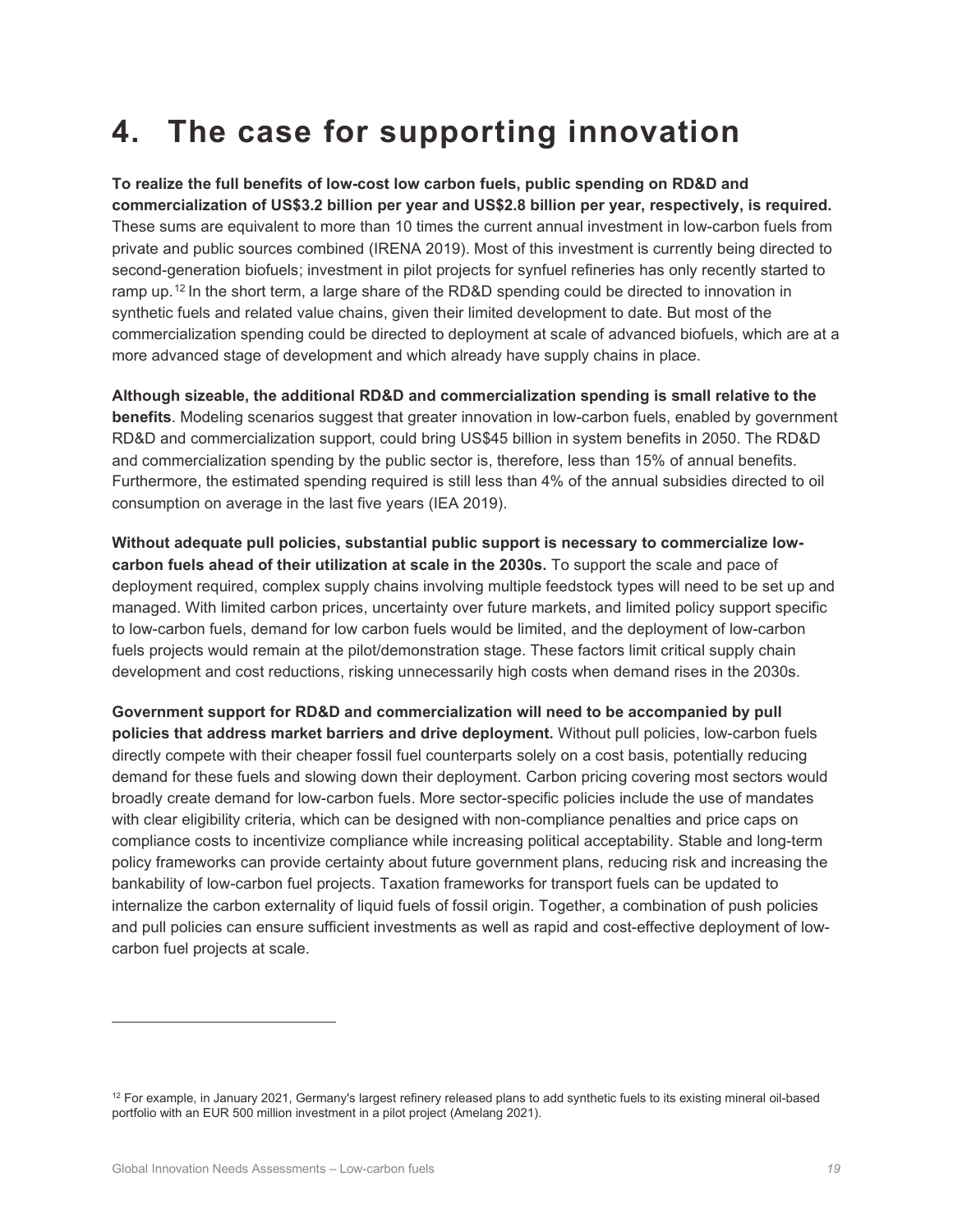# 4. The case for supporting innovation

**To realize the full benefits of low-cost low carbon fuels, public spending on RD&D and commercialization of US$3.2 billion per year and US$2.8 billion per year, respectively, is required.** These sums are equivalent to more than 10 times the current annual investment in low-carbon fuels from private and public sources combined (IRENA 2019). Most of this investment is currently being directed to second-generation biofuels; investment in pilot projects for synfuel refineries has only recently started to ramp up.[12] In the short term, a large share of the RD&D spending could be directed to innovation in synthetic fuels and related value chains, given their limited development to date. But most of the commercialization spending could be directed to deployment at scale of advanced biofuels, which are at a more advanced stage of development and which already have supply chains in place.

**Although sizeable, the additional RD&D and commercialization spending is small relative to the benefits**. Modeling scenarios suggest that greater innovation in low-carbon fuels, enabled by government RD&D and commercialization support, could bring US$45 billion in system benefits in 2050. The RD&D and commercialization spending by the public sector is, therefore, less than 15% of annual benefits. Furthermore, the estimated spending required is still less than 4% of the annual subsidies directed to oil consumption on average in the last five years (IEA 2019).

**Without adequate pull policies, substantial public support is necessary to commercialize low-carbon fuels ahead of their utilization at scale in the 2030s.** To support the scale and pace of deployment required, complex supply chains involving multiple feedstock types will need to be set up and managed. With limited carbon prices, uncertainty over future markets, and limited policy support specific to low-carbon fuels, demand for low carbon fuels would be limited, and the deployment of low-carbon fuels projects would remain at the pilot/demonstration stage. These factors limit critical supply chain development and cost reductions, risking unnecessarily high costs when demand rises in the 2030s.

**Government support for RD&D and commercialization will need to be accompanied by pull policies that address market barriers and drive deployment.** Without pull policies, low-carbon fuels directly compete with their cheaper fossil fuel counterparts solely on a cost basis, potentially reducing demand for these fuels and slowing down their deployment. Carbon pricing covering most sectors would broadly create demand for low-carbon fuels. More sector-specific policies include the use of mandates with clear eligibility criteria, which can be designed with non-compliance penalties and price caps on compliance costs to incentivize compliance while increasing political acceptability. Stable and long-term policy frameworks can provide certainty about future government plans, reducing risk and increasing the bankability of low-carbon fuel projects. Taxation frameworks for transport fuels can be updated to internalize the carbon externality of liquid fuels of fossil origin. Together, a combination of push policies and pull policies can ensure sufficient investments as well as rapid and cost-effective deployment of low-carbon fuel projects at scale.

---

[12] For example, in January 2021, Germany's largest refinery released plans to add synthetic fuels to its existing mineral oil-based portfolio with an EUR 500 million investment in a pilot project (Amelang 2021).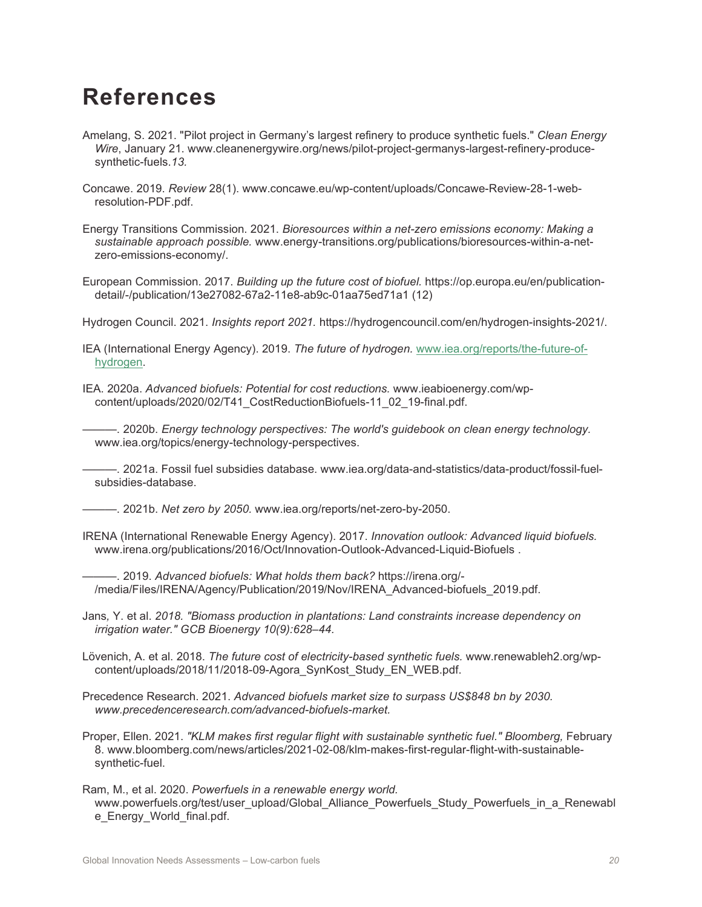# References

Amelang, S. 2021. "Pilot project in Germany's largest refinery to produce synthetic fuels." *Clean Energy Wire*, January 21. www.cleanenergywire.org/news/pilot-project-germanys-largest-refinery-produce-synthetic-fuels.*13.*

Concawe. 2019. *Review* 28(1). www.concawe.eu/wp-content/uploads/Concawe-Review-28-1-web-resolution-PDF.pdf.

Energy Transitions Commission. 2021. *Bioresources within a net-zero emissions economy: Making a sustainable approach possible.* www.energy-transitions.org/publications/bioresources-within-a-net-zero-emissions-economy/.

European Commission. 2017. *Building up the future cost of biofuel.* https://op.europa.eu/en/publication-detail/-/publication/13e27082-67a2-11e8-ab9c-01aa75ed71a1 (12)

Hydrogen Council. 2021. *Insights report 2021.* https://hydrogencouncil.com/en/hydrogen-insights-2021/.

IEA (International Energy Agency). 2019. *The future of hydrogen.* www.iea.org/reports/the-future-of-hydrogen.

IEA. 2020a. *Advanced biofuels: Potential for cost reductions.* www.ieabioenergy.com/wp-content/uploads/2020/02/T41_CostReductionBiofuels-11_02_19-final.pdf.

———. 2020b. *Energy technology perspectives: The world's guidebook on clean energy technology.* www.iea.org/topics/energy-technology-perspectives.

———. 2021a. Fossil fuel subsidies database. www.iea.org/data-and-statistics/data-product/fossil-fuel-subsidies-database.

———. 2021b. *Net zero by 2050.* www.iea.org/reports/net-zero-by-2050.

IRENA (International Renewable Energy Agency). 2017. *Innovation outlook: Advanced liquid biofuels.* www.irena.org/publications/2016/Oct/Innovation-Outlook-Advanced-Liquid-Biofuels .

———. 2019. *Advanced biofuels: What holds them back?* https://irena.org/-/media/Files/IRENA/Agency/Publication/2019/Nov/IRENA_Advanced-biofuels_2019.pdf.

Jans, Y. et al. *2018. "Biomass production in plantations: Land constraints increase dependency on irrigation water." GCB Bioenergy 10(9):628–44.*

Lövenich, A. et al. 2018. *The future cost of electricity-based synthetic fuels.* www.renewableh2.org/wp-content/uploads/2018/11/2018-09-Agora_SynKost_Study_EN_WEB.pdf.

Precedence Research. 2021. *Advanced biofuels market size to surpass US$848 bn by 2030. www.precedenceresearch.com/advanced-biofuels-market.*

Proper, Ellen. 2021. *"KLM makes first regular flight with sustainable synthetic fuel." Bloomberg,* February 8. www.bloomberg.com/news/articles/2021-02-08/klm-makes-first-regular-flight-with-sustainable-synthetic-fuel.

Ram, M., et al. 2020. *Powerfuels in a renewable energy world.* www.powerfuels.org/test/user_upload/Global_Alliance_Powerfuels_Study_Powerfuels_in_a_Renewable_Energy_World_final.pdf.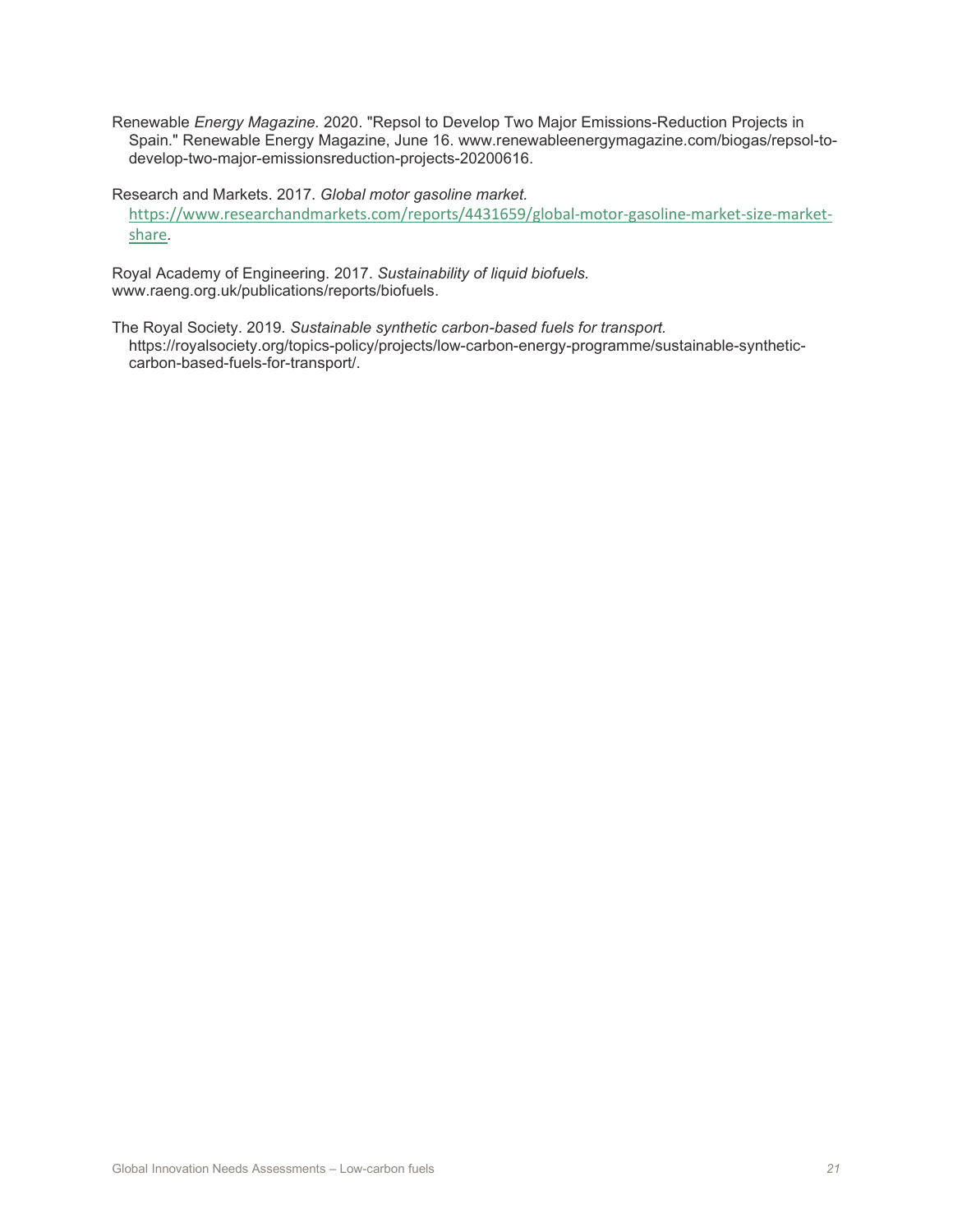Renewable *Energy Magazine*. 2020. "Repsol to Develop Two Major Emissions-Reduction Projects in Spain." Renewable Energy Magazine, June 16. www.renewableenergymagazine.com/biogas/repsol-to-develop-two-major-emissionsreduction-projects-20200616.

Research and Markets. 2017. *Global motor gasoline market*. https://www.researchandmarkets.com/reports/4431659/global-motor-gasoline-market-size-market-share.

Royal Academy of Engineering. 2017. *Sustainability of liquid biofuels.* www.raeng.org.uk/publications/reports/biofuels.

The Royal Society. 2019. *Sustainable synthetic carbon-based fuels for transport*. https://royalsociety.org/topics-policy/projects/low-carbon-energy-programme/sustainable-synthetic-carbon-based-fuels-for-transport/.